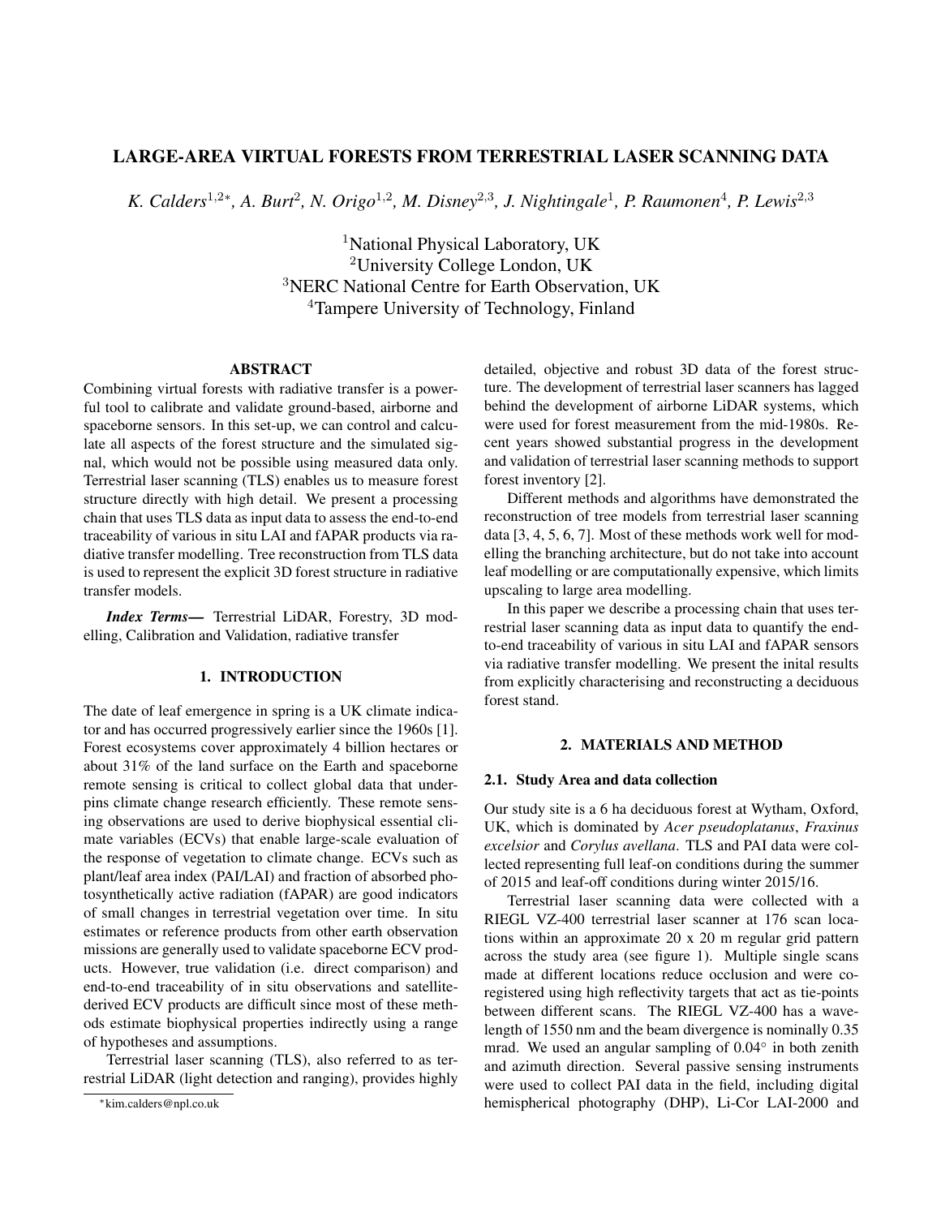# LARGE-AREA VIRTUAL FORESTS FROM TERRESTRIAL LASER SCANNING DATA

*K. Calders*[1,2*], *A. Burt*[2], *N. Origo*[1,2], *M. Disney*[2,3], *J. Nightingale*[1], *P. Raumonen*[4], *P. Lewis*[2,3]

[1]National Physical Laboratory, UK
[2]University College London, UK
[3]NERC National Centre for Earth Observation, UK
[4]Tampere University of Technology, Finland

## ABSTRACT

Combining virtual forests with radiative transfer is a powerful tool to calibrate and validate ground-based, airborne and spaceborne sensors. In this set-up, we can control and calculate all aspects of the forest structure and the simulated signal, which would not be possible using measured data only. Terrestrial laser scanning (TLS) enables us to measure forest structure directly with high detail. We present a processing chain that uses TLS data as input data to assess the end-to-end traceability of various in situ LAI and fAPAR products via radiative transfer modelling. Tree reconstruction from TLS data is used to represent the explicit 3D forest structure in radiative transfer models.

***Index Terms*—** Terrestrial LiDAR, Forestry, 3D modelling, Calibration and Validation, radiative transfer

## 1. INTRODUCTION

The date of leaf emergence in spring is a UK climate indicator and has occurred progressively earlier since the 1960s [1]. Forest ecosystems cover approximately 4 billion hectares or about 31% of the land surface on the Earth and spaceborne remote sensing is critical to collect global data that underpins climate change research efficiently. These remote sensing observations are used to derive biophysical essential climate variables (ECVs) that enable large-scale evaluation of the response of vegetation to climate change. ECVs such as plant/leaf area index (PAI/LAI) and fraction of absorbed photosynthetically active radiation (fAPAR) are good indicators of small changes in terrestrial vegetation over time. In situ estimates or reference products from other earth observation missions are generally used to validate spaceborne ECV products. However, true validation (i.e. direct comparison) and end-to-end traceability of in situ observations and satellite-derived ECV products are difficult since most of these methods estimate biophysical properties indirectly using a range of hypotheses and assumptions.

Terrestrial laser scanning (TLS), also referred to as terrestrial LiDAR (light detection and ranging), provides highly detailed, objective and robust 3D data of the forest structure. The development of terrestrial laser scanners has lagged behind the development of airborne LiDAR systems, which were used for forest measurement from the mid-1980s. Recent years showed substantial progress in the development and validation of terrestrial laser scanning methods to support forest inventory [2].

Different methods and algorithms have demonstrated the reconstruction of tree models from terrestrial laser scanning data [3, 4, 5, 6, 7]. Most of these methods work well for modelling the branching architecture, but do not take into account leaf modelling or are computationally expensive, which limits upscaling to large area modelling.

In this paper we describe a processing chain that uses terrestrial laser scanning data as input data to quantify the end-to-end traceability of various in situ LAI and fAPAR sensors via radiative transfer modelling. We present the inital results from explicitly characterising and reconstructing a deciduous forest stand.

## 2. MATERIALS AND METHOD

### 2.1. Study Area and data collection

Our study site is a 6 ha deciduous forest at Wytham, Oxford, UK, which is dominated by *Acer pseudoplatanus*, *Fraxinus excelsior* and *Corylus avellana*. TLS and PAI data were collected representing full leaf-on conditions during the summer of 2015 and leaf-off conditions during winter 2015/16.

Terrestrial laser scanning data were collected with a RIEGL VZ-400 terrestrial laser scanner at 176 scan locations within an approximate 20 x 20 m regular grid pattern across the study area (see figure 1). Multiple single scans made at different locations reduce occlusion and were co-registered using high reflectivity targets that act as tie-points between different scans. The RIEGL VZ-400 has a wavelength of 1550 nm and the beam divergence is nominally 0.35 mrad. We used an angular sampling of 0.04° in both zenith and azimuth direction. Several passive sensing instruments were used to collect PAI data in the field, including digital hemispherical photography (DHP), Li-Cor LAI-2000 and

*kim.calders@npl.co.uk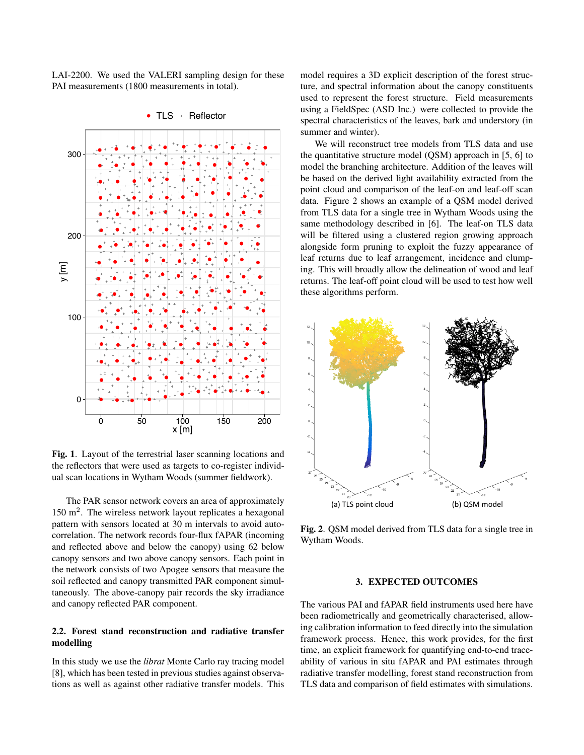LAI-2200. We used the VALERI sampling design for these PAI measurements (1800 measurements in total).

**Fig. 1**. Layout of the terrestrial laser scanning locations and the reflectors that were used as targets to co-register individual scan locations in Wytham Woods (summer fieldwork).

The PAR sensor network covers an area of approximately 150 $m^2$. The wireless network layout replicates a hexagonal pattern with sensors located at 30 m intervals to avoid autocorrelation. The network records four-flux fAPAR (incoming and reflected above and below the canopy) using 62 below canopy sensors and two above canopy sensors. Each point in the network consists of two Apogee sensors that measure the soil reflected and canopy transmitted PAR component simultaneously. The above-canopy pair records the sky irradiance and canopy reflected PAR component.

### 2.2. Forest stand reconstruction and radiative transfer modelling

In this study we use the *librat* Monte Carlo ray tracing model [8], which has been tested in previous studies against observations as well as against other radiative transfer models. This model requires a 3D explicit description of the forest structure, and spectral information about the canopy constituents used to represent the forest structure. Field measurements using a FieldSpec (ASD Inc.) were collected to provide the spectral characteristics of the leaves, bark and understory (in summer and winter).

We will reconstruct tree models from TLS data and use the quantitative structure model (QSM) approach in [5, 6] to model the branching architecture. Addition of the leaves will be based on the derived light availability extracted from the point cloud and comparison of the leaf-on and leaf-off scan data. Figure 2 shows an example of a QSM model derived from TLS data for a single tree in Wytham Woods using the same methodology described in [6]. The leaf-on TLS data will be filtered using a clustered region growing approach alongside form pruning to exploit the fuzzy appearance of leaf returns due to leaf arrangement, incidence and clumping. This will broadly allow the delineation of wood and leaf returns. The leaf-off point cloud will be used to test how well these algorithms perform.

(a) TLS point cloud (b) QSM model

**Fig. 2**. QSM model derived from TLS data for a single tree in Wytham Woods.

## 3. EXPECTED OUTCOMES

The various PAI and fAPAR field instruments used here have been radiometrically and geometrically characterised, allowing calibration information to feed directly into the simulation framework process. Hence, this work provides, for the first time, an explicit framework for quantifying end-to-end traceability of various in situ fAPAR and PAI estimates through radiative transfer modelling, forest stand reconstruction from TLS data and comparison of field estimates with simulations.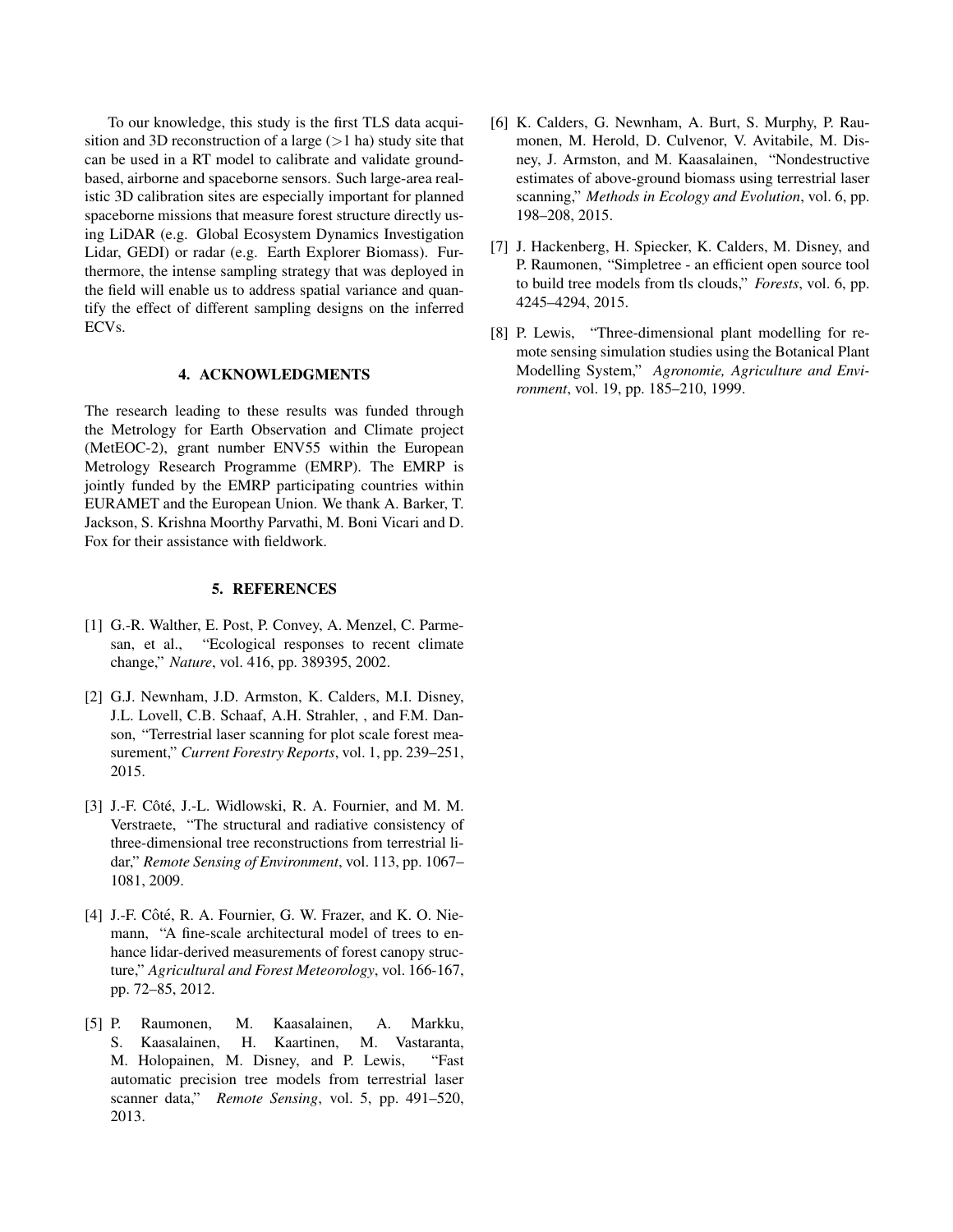To our knowledge, this study is the first TLS data acquisition and 3D reconstruction of a large (>1 ha) study site that can be used in a RT model to calibrate and validate ground-based, airborne and spaceborne sensors. Such large-area realistic 3D calibration sites are especially important for planned spaceborne missions that measure forest structure directly using LiDAR (e.g. Global Ecosystem Dynamics Investigation Lidar, GEDI) or radar (e.g. Earth Explorer Biomass). Furthermore, the intense sampling strategy that was deployed in the field will enable us to address spatial variance and quantify the effect of different sampling designs on the inferred ECVs.

## 4. ACKNOWLEDGMENTS

The research leading to these results was funded through the Metrology for Earth Observation and Climate project (MetEOC-2), grant number ENV55 within the European Metrology Research Programme (EMRP). The EMRP is jointly funded by the EMRP participating countries within EURAMET and the European Union. We thank A. Barker, T. Jackson, S. Krishna Moorthy Parvathi, M. Boni Vicari and D. Fox for their assistance with fieldwork.

## 5. REFERENCES

[1] G.-R. Walther, E. Post, P. Convey, A. Menzel, C. Parmesan, et al., "Ecological responses to recent climate change," *Nature*, vol. 416, pp. 389395, 2002.

[2] G.J. Newnham, J.D. Armston, K. Calders, M.I. Disney, J.L. Lovell, C.B. Schaaf, A.H. Strahler, , and F.M. Danson, "Terrestrial laser scanning for plot scale forest measurement," *Current Forestry Reports*, vol. 1, pp. 239–251, 2015.

[3] J.-F. Côté, J.-L. Widlowski, R. A. Fournier, and M. M. Verstraete, "The structural and radiative consistency of three-dimensional tree reconstructions from terrestrial lidar," *Remote Sensing of Environment*, vol. 113, pp. 1067–1081, 2009.

[4] J.-F. Côté, R. A. Fournier, G. W. Frazer, and K. O. Niemann, "A fine-scale architectural model of trees to enhance lidar-derived measurements of forest canopy structure," *Agricultural and Forest Meteorology*, vol. 166-167, pp. 72–85, 2012.

[5] P. Raumonen, M. Kaasalainen, A. Markku, S. Kaasalainen, H. Kaartinen, M. Vastaranta, M. Holopainen, M. Disney, and P. Lewis, "Fast automatic precision tree models from terrestrial laser scanner data," *Remote Sensing*, vol. 5, pp. 491–520, 2013.

[6] K. Calders, G. Newnham, A. Burt, S. Murphy, P. Raumonen, M. Herold, D. Culvenor, V. Avitabile, M. Disney, J. Armston, and M. Kaasalainen, "Nondestructive estimates of above-ground biomass using terrestrial laser scanning," *Methods in Ecology and Evolution*, vol. 6, pp. 198–208, 2015.

[7] J. Hackenberg, H. Spiecker, K. Calders, M. Disney, and P. Raumonen, "Simpletree - an efficient open source tool to build tree models from tls clouds," *Forests*, vol. 6, pp. 4245–4294, 2015.

[8] P. Lewis, "Three-dimensional plant modelling for remote sensing simulation studies using the Botanical Plant Modelling System," *Agronomie, Agriculture and Environment*, vol. 19, pp. 185–210, 1999.